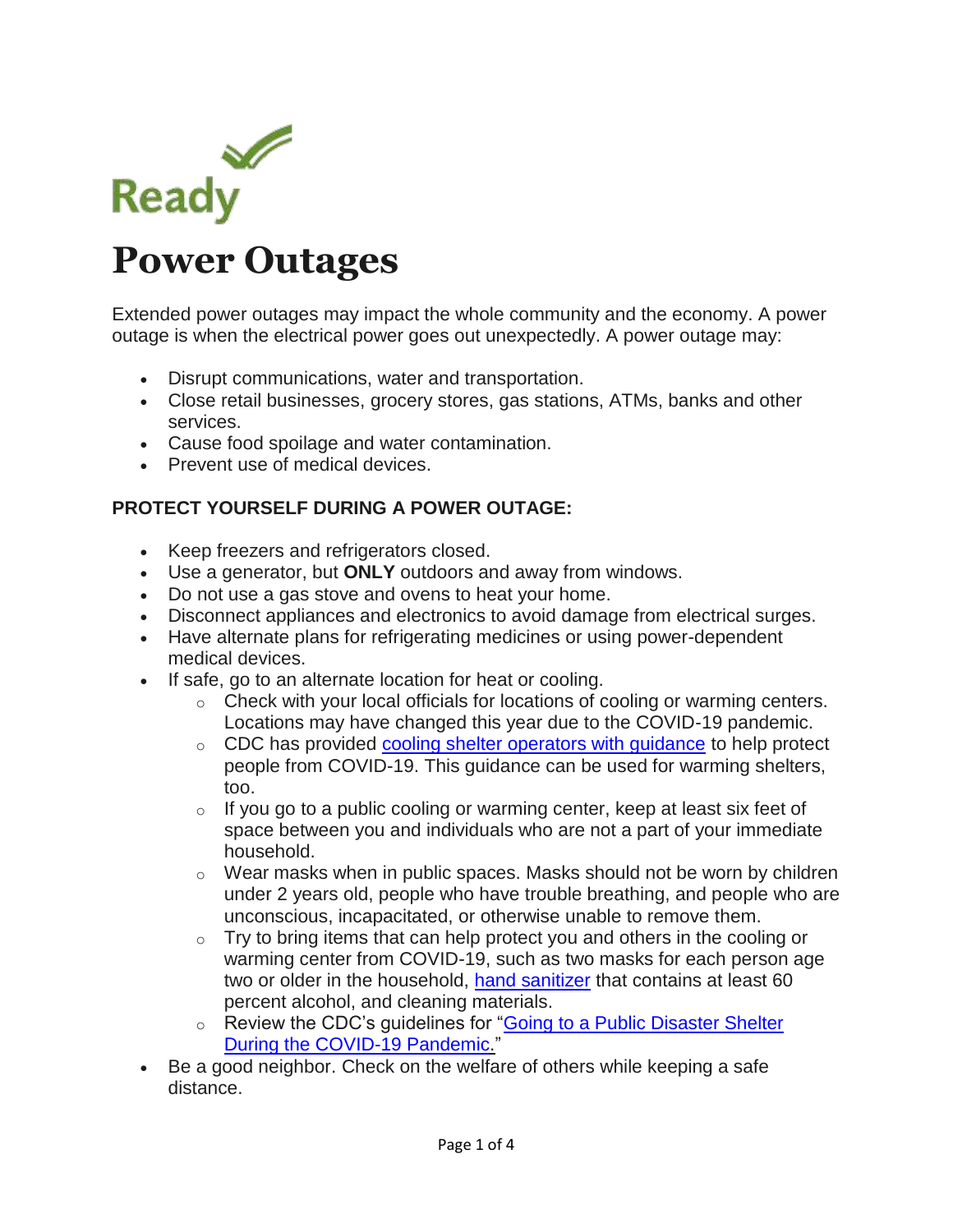Ready

# Power Outages

Extended power outages may impact the whole community and the economy. A power outage is when the electrical power goes out unexpectedly. A power outage may:

- Disrupt communications, water and transportation.
- Close retail businesses, grocery stores, gas stations, ATMs, banks and other services.
- Cause food spoilage and water contamination.
- Prevent use of medical devices.

**PROTECT YOURSELF DURING A POWER OUTAGE:**

- Keep freezers and refrigerators closed.
- Use a generator, but **ONLY** outdoors and away from windows.
- Do not use a gas stove and ovens to heat your home.
- Disconnect appliances and electronics to avoid damage from electrical surges.
- Have alternate plans for refrigerating medicines or using power-dependent medical devices.
- If safe, go to an alternate location for heat or cooling.
    - Check with your local officials for locations of cooling or warming centers. Locations may have changed this year due to the COVID-19 pandemic.
    - CDC has provided cooling shelter operators with guidance to help protect people from COVID-19. This guidance can be used for warming shelters, too.
    - If you go to a public cooling or warming center, keep at least six feet of space between you and individuals who are not a part of your immediate household.
    - Wear masks when in public spaces. Masks should not be worn by children under 2 years old, people who have trouble breathing, and people who are unconscious, incapacitated, or otherwise unable to remove them.
    - Try to bring items that can help protect you and others in the cooling or warming center from COVID-19, such as two masks for each person age two or older in the household, hand sanitizer that contains at least 60 percent alcohol, and cleaning materials.
    - Review the CDC's guidelines for "Going to a Public Disaster Shelter During the COVID-19 Pandemic."
- Be a good neighbor. Check on the welfare of others while keeping a safe distance.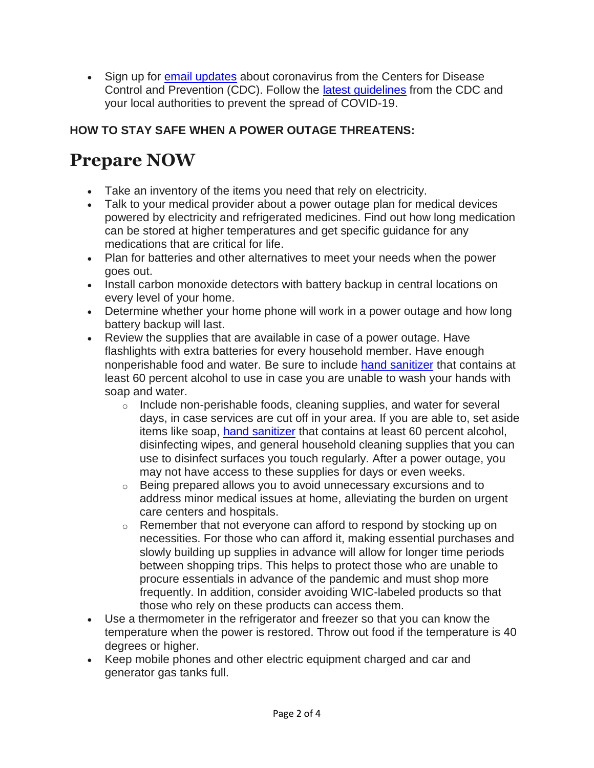- Sign up for [email updates](#) about coronavirus from the Centers for Disease Control and Prevention (CDC). Follow the [latest guidelines](#) from the CDC and your local authorities to prevent the spread of COVID-19.

**HOW TO STAY SAFE WHEN A POWER OUTAGE THREATENS:**

# Prepare NOW

- Take an inventory of the items you need that rely on electricity.
- Talk to your medical provider about a power outage plan for medical devices powered by electricity and refrigerated medicines. Find out how long medication can be stored at higher temperatures and get specific guidance for any medications that are critical for life.
- Plan for batteries and other alternatives to meet your needs when the power goes out.
- Install carbon monoxide detectors with battery backup in central locations on every level of your home.
- Determine whether your home phone will work in a power outage and how long battery backup will last.
- Review the supplies that are available in case of a power outage. Have flashlights with extra batteries for every household member. Have enough nonperishable food and water. Be sure to include [hand sanitizer](#) that contains at least 60 percent alcohol to use in case you are unable to wash your hands with soap and water.
  - Include non-perishable foods, cleaning supplies, and water for several days, in case services are cut off in your area. If you are able to, set aside items like soap, [hand sanitizer](#) that contains at least 60 percent alcohol, disinfecting wipes, and general household cleaning supplies that you can use to disinfect surfaces you touch regularly. After a power outage, you may not have access to these supplies for days or even weeks.
  - Being prepared allows you to avoid unnecessary excursions and to address minor medical issues at home, alleviating the burden on urgent care centers and hospitals.
  - Remember that not everyone can afford to respond by stocking up on necessities. For those who can afford it, making essential purchases and slowly building up supplies in advance will allow for longer time periods between shopping trips. This helps to protect those who are unable to procure essentials in advance of the pandemic and must shop more frequently. In addition, consider avoiding WIC-labeled products so that those who rely on these products can access them.
- Use a thermometer in the refrigerator and freezer so that you can know the temperature when the power is restored. Throw out food if the temperature is 40 degrees or higher.
- Keep mobile phones and other electric equipment charged and car and generator gas tanks full.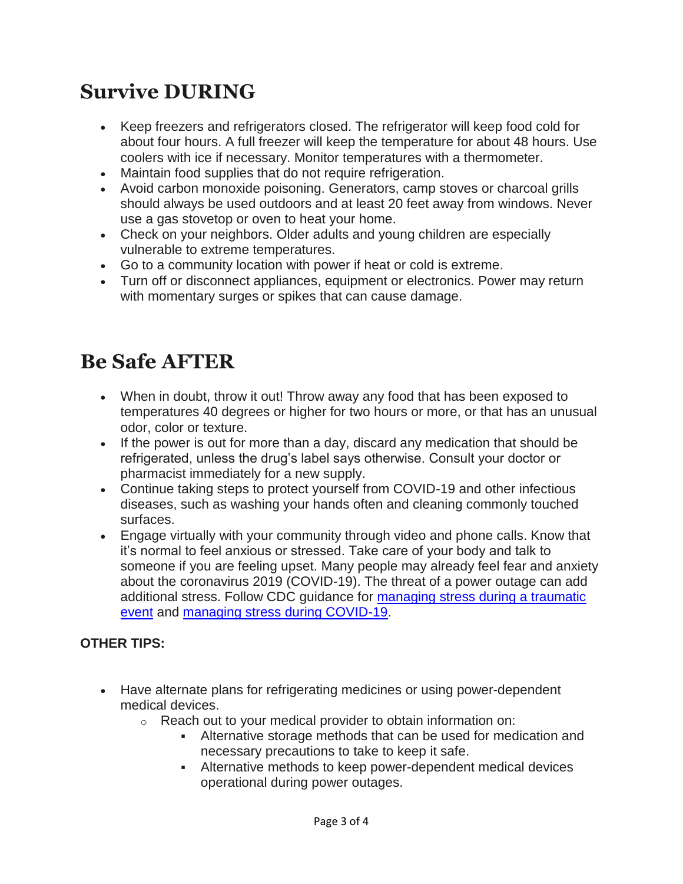## Survive DURING

- Keep freezers and refrigerators closed. The refrigerator will keep food cold for about four hours. A full freezer will keep the temperature for about 48 hours. Use coolers with ice if necessary. Monitor temperatures with a thermometer.
- Maintain food supplies that do not require refrigeration.
- Avoid carbon monoxide poisoning. Generators, camp stoves or charcoal grills should always be used outdoors and at least 20 feet away from windows. Never use a gas stovetop or oven to heat your home.
- Check on your neighbors. Older adults and young children are especially vulnerable to extreme temperatures.
- Go to a community location with power if heat or cold is extreme.
- Turn off or disconnect appliances, equipment or electronics. Power may return with momentary surges or spikes that can cause damage.

## Be Safe AFTER

- When in doubt, throw it out! Throw away any food that has been exposed to temperatures 40 degrees or higher for two hours or more, or that has an unusual odor, color or texture.
- If the power is out for more than a day, discard any medication that should be refrigerated, unless the drug's label says otherwise. Consult your doctor or pharmacist immediately for a new supply.
- Continue taking steps to protect yourself from COVID-19 and other infectious diseases, such as washing your hands often and cleaning commonly touched surfaces.
- Engage virtually with your community through video and phone calls. Know that it's normal to feel anxious or stressed. Take care of your body and talk to someone if you are feeling upset. Many people may already feel fear and anxiety about the coronavirus 2019 (COVID-19). The threat of a power outage can add additional stress. Follow CDC guidance for managing stress during a traumatic event and managing stress during COVID-19.

**OTHER TIPS:**

- Have alternate plans for refrigerating medicines or using power-dependent medical devices.
    - Reach out to your medical provider to obtain information on:
        - Alternative storage methods that can be used for medication and necessary precautions to take to keep it safe.
        - Alternative methods to keep power-dependent medical devices operational during power outages.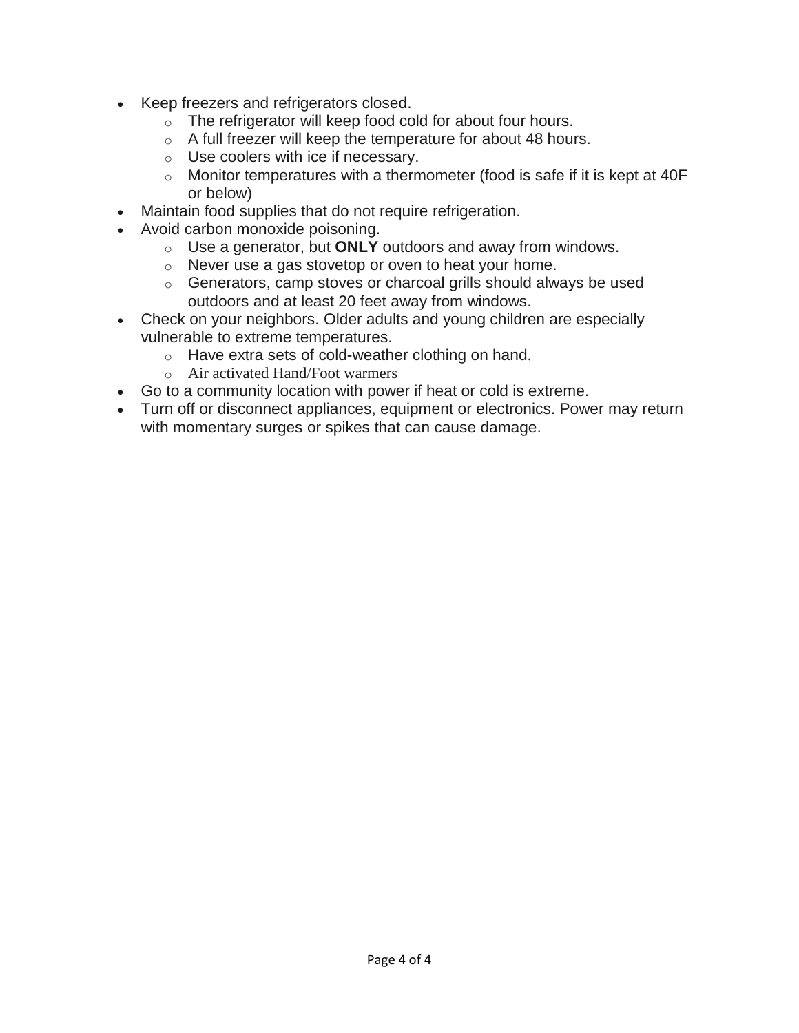- Keep freezers and refrigerators closed.
    - The refrigerator will keep food cold for about four hours.
    - A full freezer will keep the temperature for about 48 hours.
    - Use coolers with ice if necessary.
    - Monitor temperatures with a thermometer (food is safe if it is kept at 40F or below)
- Maintain food supplies that do not require refrigeration.
- Avoid carbon monoxide poisoning.
    - Use a generator, but **ONLY** outdoors and away from windows.
    - Never use a gas stovetop or oven to heat your home.
    - Generators, camp stoves or charcoal grills should always be used outdoors and at least 20 feet away from windows.
- Check on your neighbors. Older adults and young children are especially vulnerable to extreme temperatures.
    - Have extra sets of cold-weather clothing on hand.
    - Air activated Hand/Foot warmers
- Go to a community location with power if heat or cold is extreme.
- Turn off or disconnect appliances, equipment or electronics. Power may return with momentary surges or spikes that can cause damage.